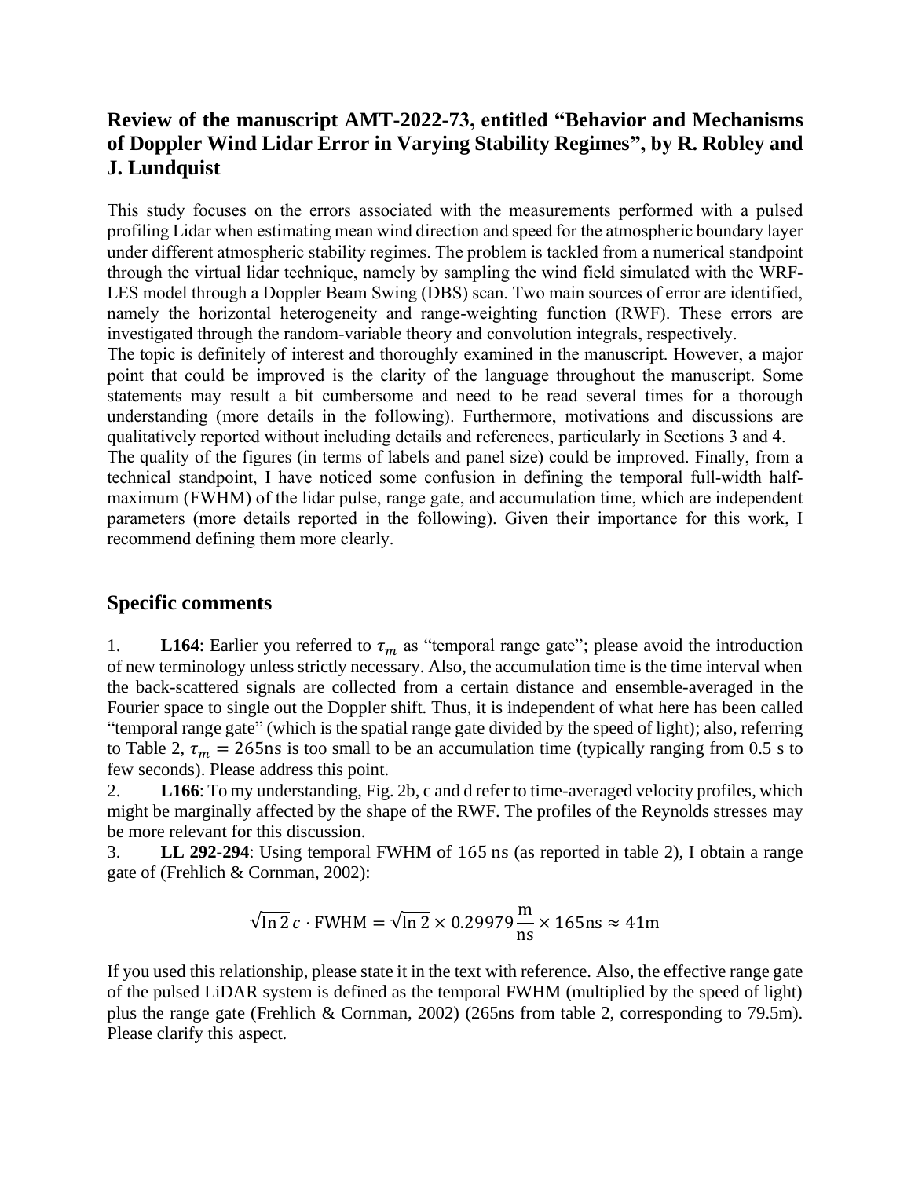## Review of the manuscript AMT-2022-73, entitled "Behavior and Mechanisms of Doppler Wind Lidar Error in Varying Stability Regimes", by R. Robley and J. Lundquist

This study focuses on the errors associated with the measurements performed with a pulsed profiling Lidar when estimating mean wind direction and speed for the atmospheric boundary layer under different atmospheric stability regimes. The problem is tackled from a numerical standpoint through the virtual lidar technique, namely by sampling the wind field simulated with the WRF-LES model through a Doppler Beam Swing (DBS) scan. Two main sources of error are identified, namely the horizontal heterogeneity and range-weighting function (RWF). These errors are investigated through the random-variable theory and convolution integrals, respectively.

The topic is definitely of interest and thoroughly examined in the manuscript. However, a major point that could be improved is the clarity of the language throughout the manuscript. Some statements may result a bit cumbersome and need to be read several times for a thorough understanding (more details in the following). Furthermore, motivations and discussions are qualitatively reported without including details and references, particularly in Sections 3 and 4.

The quality of the figures (in terms of labels and panel size) could be improved. Finally, from a technical standpoint, I have noticed some confusion in defining the temporal full-width half-maximum (FWHM) of the lidar pulse, range gate, and accumulation time, which are independent parameters (more details reported in the following). Given their importance for this work, I recommend defining them more clearly.

## Specific comments

1. **L164**: Earlier you referred to $\tau_m$ as "temporal range gate"; please avoid the introduction of new terminology unless strictly necessary. Also, the accumulation time is the time interval when the back-scattered signals are collected from a certain distance and ensemble-averaged in the Fourier space to single out the Doppler shift. Thus, it is independent of what here has been called "temporal range gate" (which is the spatial range gate divided by the speed of light); also, referring to Table 2, $\tau_m = 265\text{ns}$ is too small to be an accumulation time (typically ranging from 0.5 s to few seconds). Please address this point.
2. **L166**: To my understanding, Fig. 2b, c and d refer to time-averaged velocity profiles, which might be marginally affected by the shape of the RWF. The profiles of the Reynolds stresses may be more relevant for this discussion.
3. **LL 292-294**: Using temporal FWHM of 165 ns (as reported in table 2), I obtain a range gate of (Frehlich & Cornman, 2002):

$$\sqrt{\ln 2}\, c \cdot \text{FWHM} = \sqrt{\ln 2} \times 0.29979 \frac{\text{m}}{\text{ns}} \times 165\text{ns} \approx 41\text{m}$$

If you used this relationship, please state it in the text with reference. Also, the effective range gate of the pulsed LiDAR system is defined as the temporal FWHM (multiplied by the speed of light) plus the range gate (Frehlich & Cornman, 2002) (265ns from table 2, corresponding to 79.5m). Please clarify this aspect.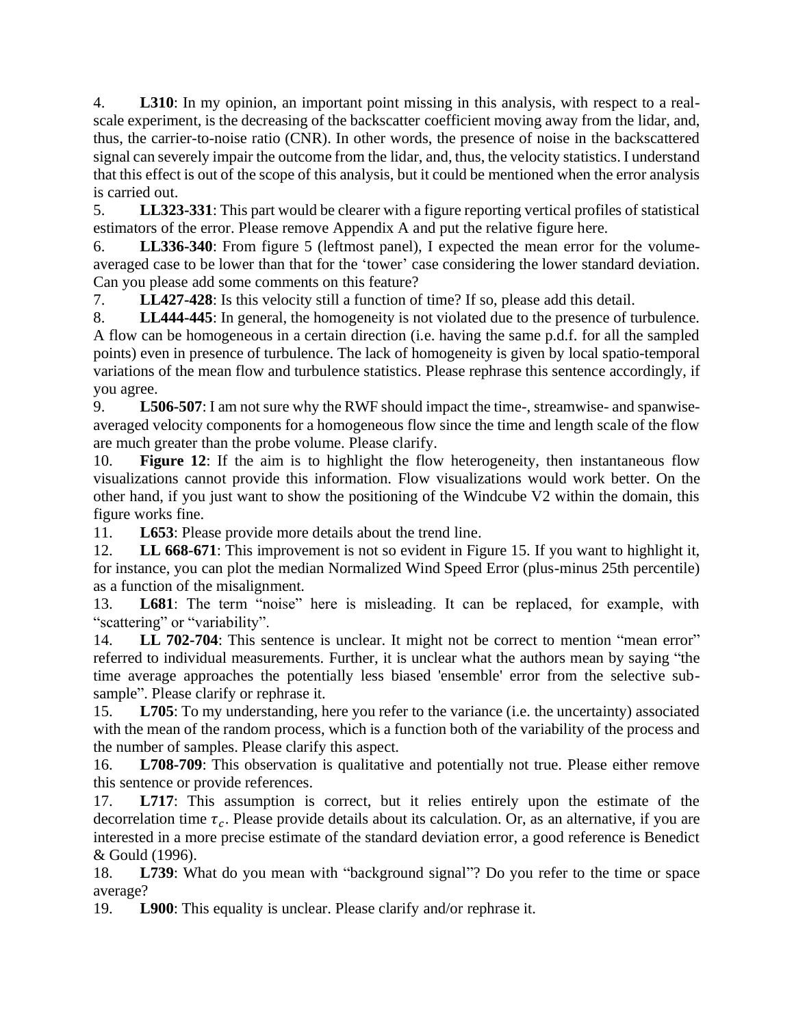4. **L310**: In my opinion, an important point missing in this analysis, with respect to a real-scale experiment, is the decreasing of the backscatter coefficient moving away from the lidar, and, thus, the carrier-to-noise ratio (CNR). In other words, the presence of noise in the backscattered signal can severely impair the outcome from the lidar, and, thus, the velocity statistics. I understand that this effect is out of the scope of this analysis, but it could be mentioned when the error analysis is carried out.
5. **LL323-331**: This part would be clearer with a figure reporting vertical profiles of statistical estimators of the error. Please remove Appendix A and put the relative figure here.
6. **LL336-340**: From figure 5 (leftmost panel), I expected the mean error for the volume-averaged case to be lower than that for the 'tower' case considering the lower standard deviation. Can you please add some comments on this feature?
7. **LL427-428**: Is this velocity still a function of time? If so, please add this detail.
8. **LL444-445**: In general, the homogeneity is not violated due to the presence of turbulence. A flow can be homogeneous in a certain direction (i.e. having the same p.d.f. for all the sampled points) even in presence of turbulence. The lack of homogeneity is given by local spatio-temporal variations of the mean flow and turbulence statistics. Please rephrase this sentence accordingly, if you agree.
9. **L506-507**: I am not sure why the RWF should impact the time-, streamwise- and spanwise-averaged velocity components for a homogeneous flow since the time and length scale of the flow are much greater than the probe volume. Please clarify.
10. **Figure 12**: If the aim is to highlight the flow heterogeneity, then instantaneous flow visualizations cannot provide this information. Flow visualizations would work better. On the other hand, if you just want to show the positioning of the Windcube V2 within the domain, this figure works fine.
11. **L653**: Please provide more details about the trend line.
12. **LL 668-671**: This improvement is not so evident in Figure 15. If you want to highlight it, for instance, you can plot the median Normalized Wind Speed Error (plus-minus 25th percentile) as a function of the misalignment.
13. **L681**: The term "noise" here is misleading. It can be replaced, for example, with "scattering" or "variability".
14. **LL 702-704**: This sentence is unclear. It might not be correct to mention "mean error" referred to individual measurements. Further, it is unclear what the authors mean by saying "the time average approaches the potentially less biased 'ensemble' error from the selective sub-sample". Please clarify or rephrase it.
15. **L705**: To my understanding, here you refer to the variance (i.e. the uncertainty) associated with the mean of the random process, which is a function both of the variability of the process and the number of samples. Please clarify this aspect.
16. **L708-709**: This observation is qualitative and potentially not true. Please either remove this sentence or provide references.
17. **L717**: This assumption is correct, but it relies entirely upon the estimate of the decorrelation time $\tau_c$. Please provide details about its calculation. Or, as an alternative, if you are interested in a more precise estimate of the standard deviation error, a good reference is Benedict & Gould (1996).
18. **L739**: What do you mean with "background signal"? Do you refer to the time or space average?
19. **L900**: This equality is unclear. Please clarify and/or rephrase it.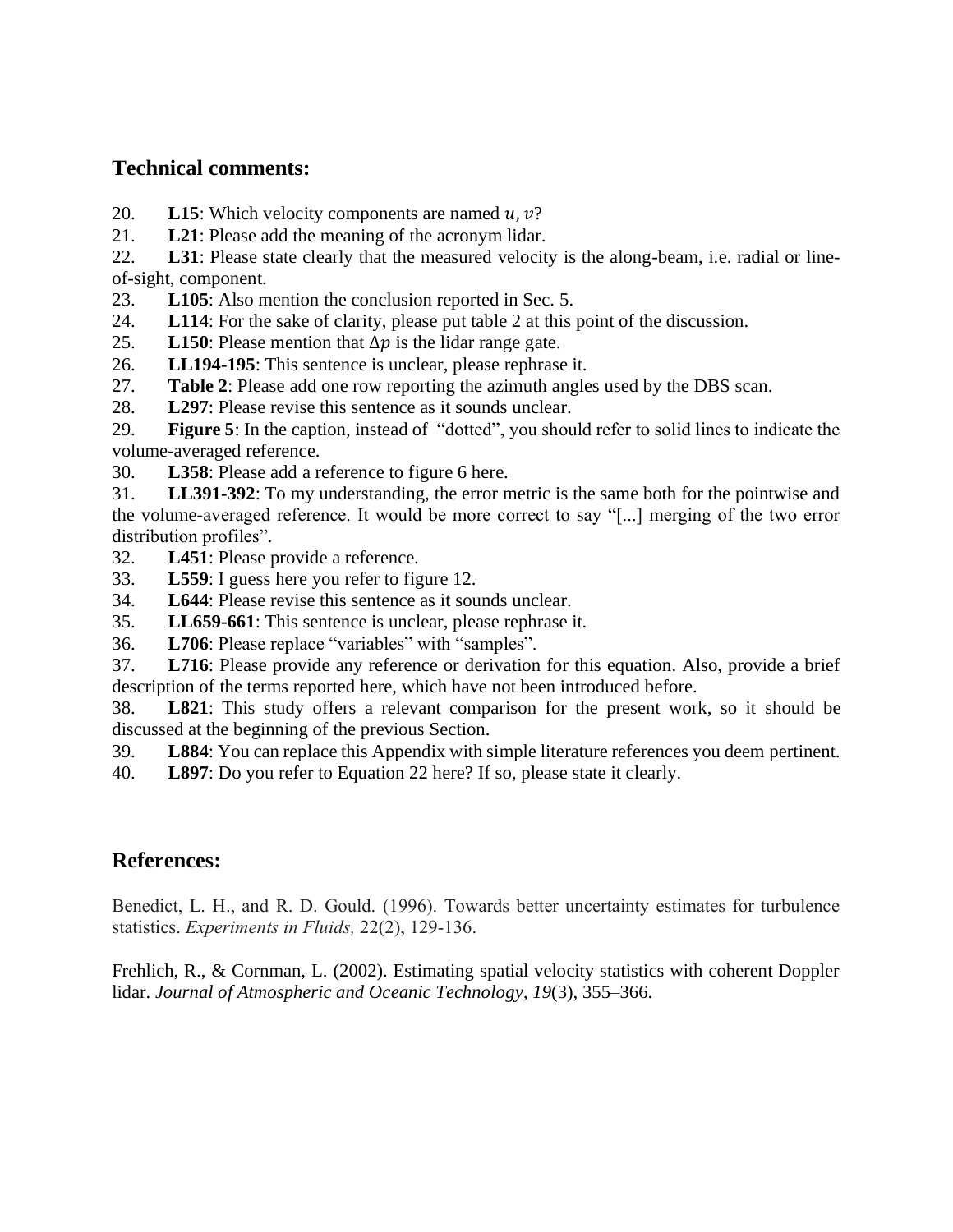## Technical comments:

20. **L15**: Which velocity components are named $u, v$?
21. **L21**: Please add the meaning of the acronym lidar.
22. **L31**: Please state clearly that the measured velocity is the along-beam, i.e. radial or line-of-sight, component.
23. **L105**: Also mention the conclusion reported in Sec. 5.
24. **L114**: For the sake of clarity, please put table 2 at this point of the discussion.
25. **L150**: Please mention that $\Delta p$ is the lidar range gate.
26. **LL194-195**: This sentence is unclear, please rephrase it.
27. **Table 2**: Please add one row reporting the azimuth angles used by the DBS scan.
28. **L297**: Please revise this sentence as it sounds unclear.
29. **Figure 5**: In the caption, instead of "dotted", you should refer to solid lines to indicate the volume-averaged reference.
30. **L358**: Please add a reference to figure 6 here.
31. **LL391-392**: To my understanding, the error metric is the same both for the pointwise and the volume-averaged reference. It would be more correct to say "[...] merging of the two error distribution profiles".
32. **L451**: Please provide a reference.
33. **L559**: I guess here you refer to figure 12.
34. **L644**: Please revise this sentence as it sounds unclear.
35. **LL659-661**: This sentence is unclear, please rephrase it.
36. **L706**: Please replace "variables" with "samples".
37. **L716**: Please provide any reference or derivation for this equation. Also, provide a brief description of the terms reported here, which have not been introduced before.
38. **L821**: This study offers a relevant comparison for the present work, so it should be discussed at the beginning of the previous Section.
39. **L884**: You can replace this Appendix with simple literature references you deem pertinent.
40. **L897**: Do you refer to Equation 22 here? If so, please state it clearly.

## References:

Benedict, L. H., and R. D. Gould. (1996). Towards better uncertainty estimates for turbulence statistics. *Experiments in Fluids,* 22(2), 129-136.

Frehlich, R., & Cornman, L. (2002). Estimating spatial velocity statistics with coherent Doppler lidar. *Journal of Atmospheric and Oceanic Technology*, *19*(3), 355–366.